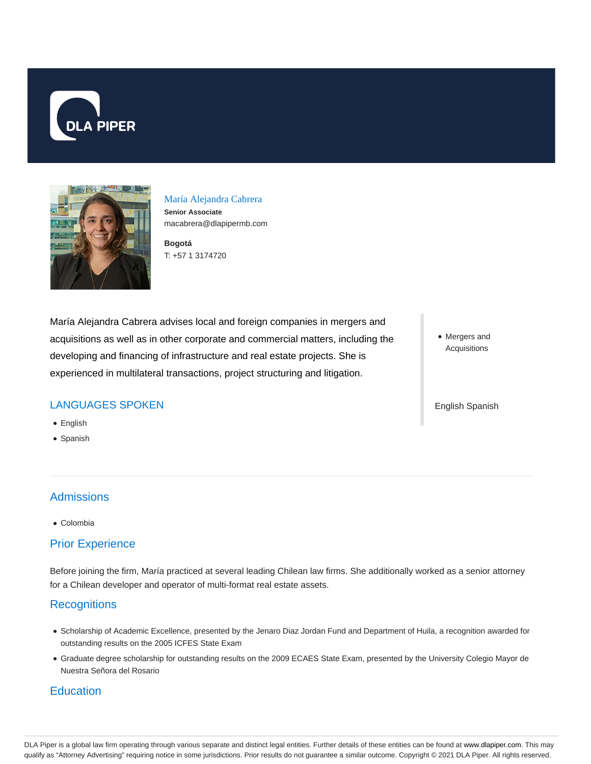DLA PIPER

# María Alejandra Cabrera

**Senior Associate**

macabrera@dlapipermb.com

**Bogotá**

T: +57 1 3174720

María Alejandra Cabrera advises local and foreign companies in mergers and acquisitions as well as in other corporate and commercial matters, including the developing and financing of infrastructure and real estate projects. She is experienced in multilateral transactions, project structuring and litigation.

- Mergers and Acquisitions

English Spanish

## LANGUAGES SPOKEN

- English
- Spanish

## Admissions

- Colombia

## Prior Experience

Before joining the firm, María practiced at several leading Chilean law firms. She additionally worked as a senior attorney for a Chilean developer and operator of multi-format real estate assets.

## Recognitions

- Scholarship of Academic Excellence, presented by the Jenaro Diaz Jordan Fund and Department of Huila, a recognition awarded for outstanding results on the 2005 ICFES State Exam
- Graduate degree scholarship for outstanding results on the 2009 ECAES State Exam, presented by the University Colegio Mayor de Nuestra Señora del Rosario

## Education

DLA Piper is a global law firm operating through various separate and distinct legal entities. Further details of these entities can be found at www.dlapiper.com. This may qualify as "Attorney Advertising" requiring notice in some jurisdictions. Prior results do not guarantee a similar outcome. Copyright © 2021 DLA Piper. All rights reserved.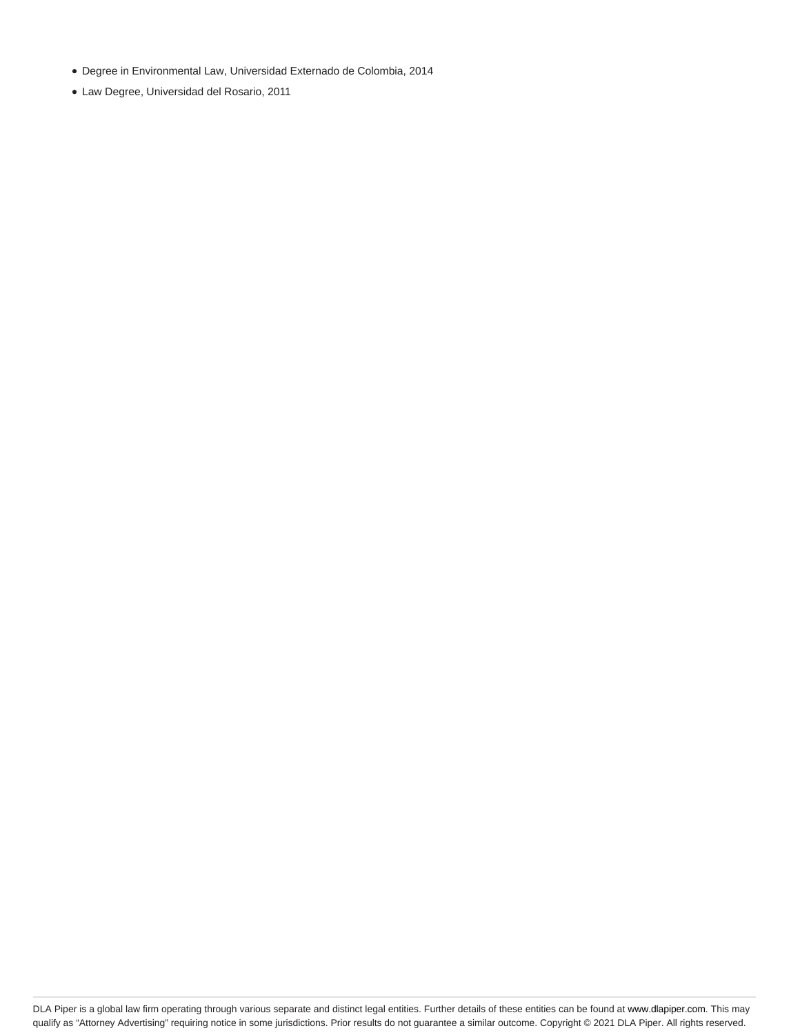- Degree in Environmental Law, Universidad Externado de Colombia, 2014
- Law Degree, Universidad del Rosario, 2011